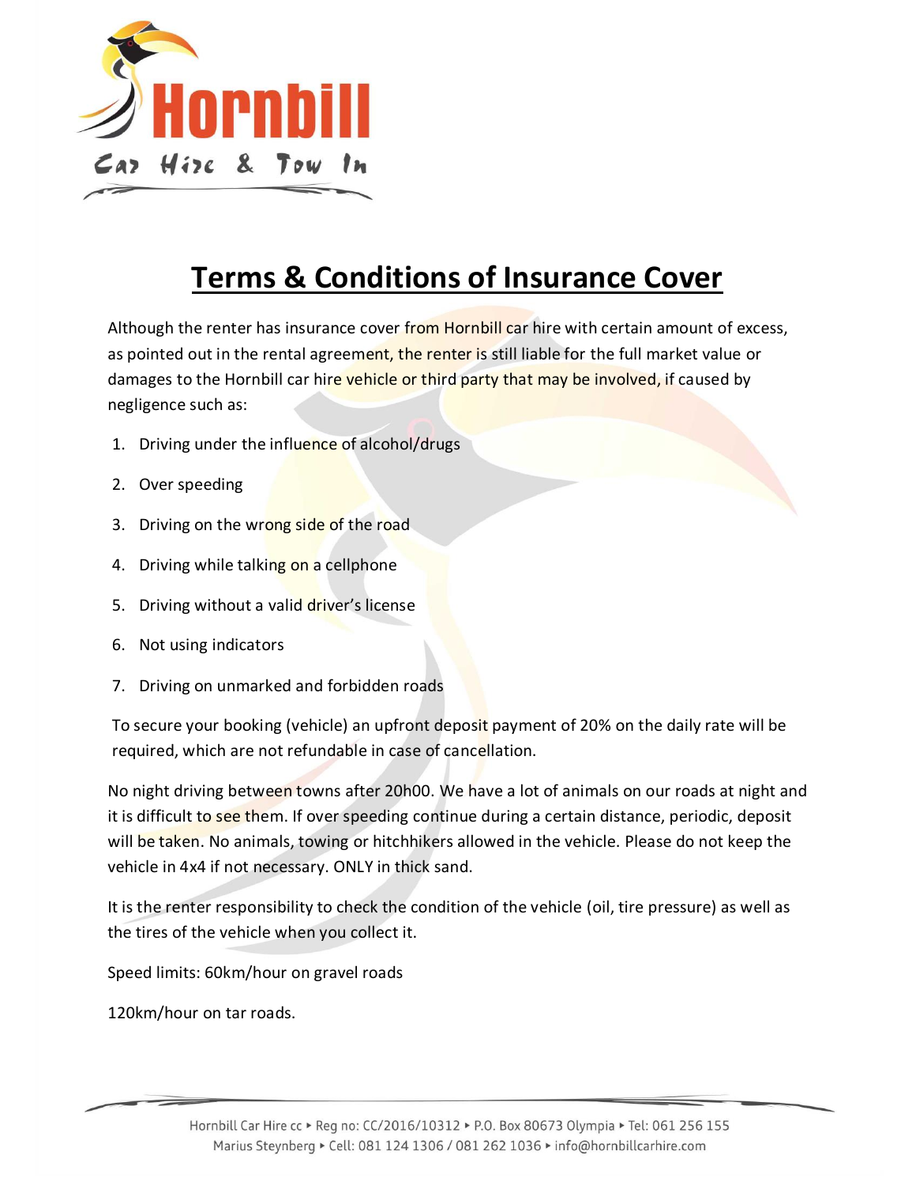# Terms & Conditions of Insurance Cover

Although the renter has insurance cover from Hornbill car hire with certain amount of excess, as pointed out in the rental agreement, the renter is still liable for the full market value or damages to the Hornbill car hire vehicle or third party that may be involved, if caused by negligence such as:

1. Driving under the influence of alcohol/drugs
2. Over speeding
3. Driving on the wrong side of the road
4. Driving while talking on a cellphone
5. Driving without a valid driver's license
6. Not using indicators
7. Driving on unmarked and forbidden roads

To secure your booking (vehicle) an upfront deposit payment of 20% on the daily rate will be required, which are not refundable in case of cancellation.

No night driving between towns after 20h00. We have a lot of animals on our roads at night and it is difficult to see them. If over speeding continue during a certain distance, periodic, deposit will be taken. No animals, towing or hitchhikers allowed in the vehicle. Please do not keep the vehicle in 4x4 if not necessary. ONLY in thick sand.

It is the renter responsibility to check the condition of the vehicle (oil, tire pressure) as well as the tires of the vehicle when you collect it.

Speed limits: 60km/hour on gravel roads

120km/hour on tar roads.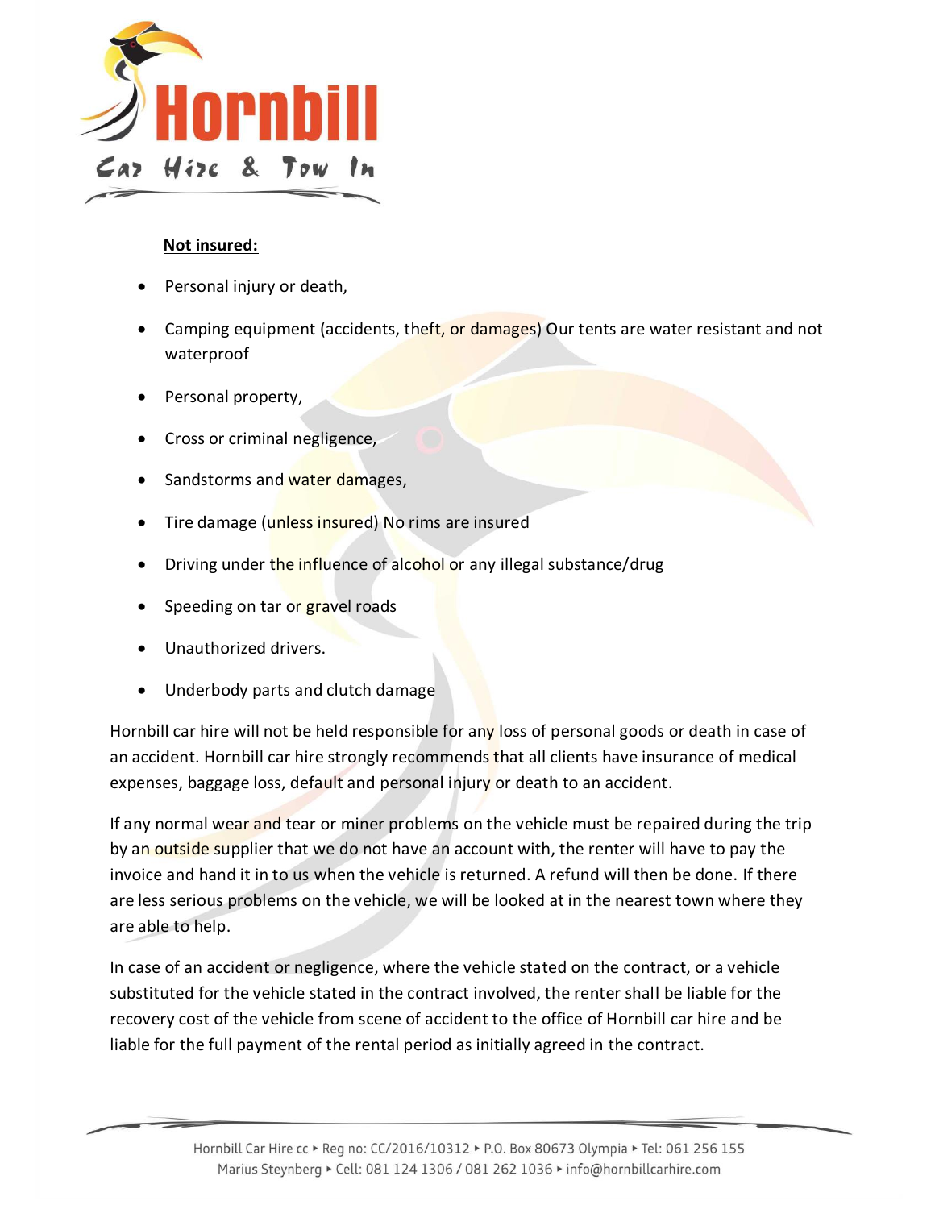**Not insured:**

- Personal injury or death,
- Camping equipment (accidents, theft, or damages) Our tents are water resistant and not waterproof
- Personal property,
- Cross or criminal negligence,
- Sandstorms and water damages,
- Tire damage (unless insured) No rims are insured
- Driving under the influence of alcohol or any illegal substance/drug
- Speeding on tar or gravel roads
- Unauthorized drivers.
- Underbody parts and clutch damage

Hornbill car hire will not be held responsible for any loss of personal goods or death in case of an accident. Hornbill car hire strongly recommends that all clients have insurance of medical expenses, baggage loss, default and personal injury or death to an accident.

If any normal wear and tear or miner problems on the vehicle must be repaired during the trip by an outside supplier that we do not have an account with, the renter will have to pay the invoice and hand it in to us when the vehicle is returned. A refund will then be done. If there are less serious problems on the vehicle, we will be looked at in the nearest town where they are able to help.

In case of an accident or negligence, where the vehicle stated on the contract, or a vehicle substituted for the vehicle stated in the contract involved, the renter shall be liable for the recovery cost of the vehicle from scene of accident to the office of Hornbill car hire and be liable for the full payment of the rental period as initially agreed in the contract.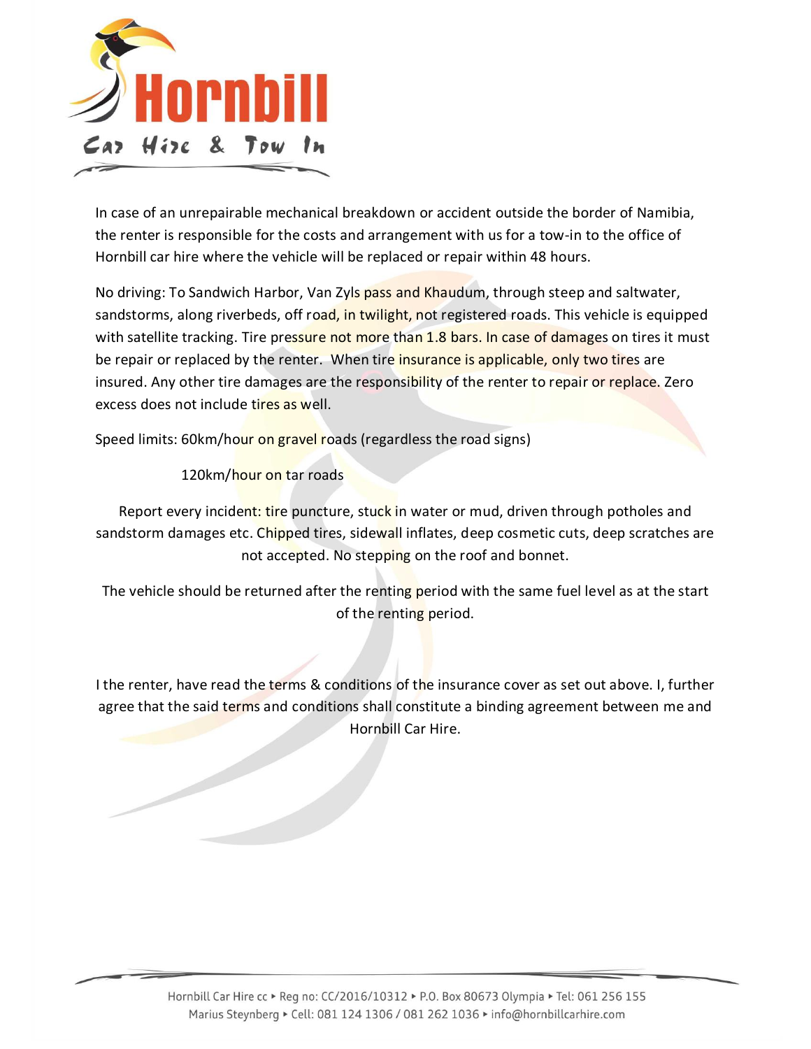In case of an unrepairable mechanical breakdown or accident outside the border of Namibia, the renter is responsible for the costs and arrangement with us for a tow-in to the office of Hornbill car hire where the vehicle will be replaced or repair within 48 hours.

No driving: To Sandwich Harbor, Van Zyls pass and Khaudum, through steep and saltwater, sandstorms, along riverbeds, off road, in twilight, not registered roads. This vehicle is equipped with satellite tracking. Tire pressure not more than 1.8 bars. In case of damages on tires it must be repair or replaced by the renter. When tire insurance is applicable, only two tires are insured. Any other tire damages are the responsibility of the renter to repair or replace. Zero excess does not include tires as well.

Speed limits: 60km/hour on gravel roads (regardless the road signs)

120km/hour on tar roads

Report every incident: tire puncture, stuck in water or mud, driven through potholes and sandstorm damages etc. Chipped tires, sidewall inflates, deep cosmetic cuts, deep scratches are not accepted. No stepping on the roof and bonnet.

The vehicle should be returned after the renting period with the same fuel level as at the start of the renting period.

I the renter, have read the terms & conditions of the insurance cover as set out above. I, further agree that the said terms and conditions shall constitute a binding agreement between me and Hornbill Car Hire.